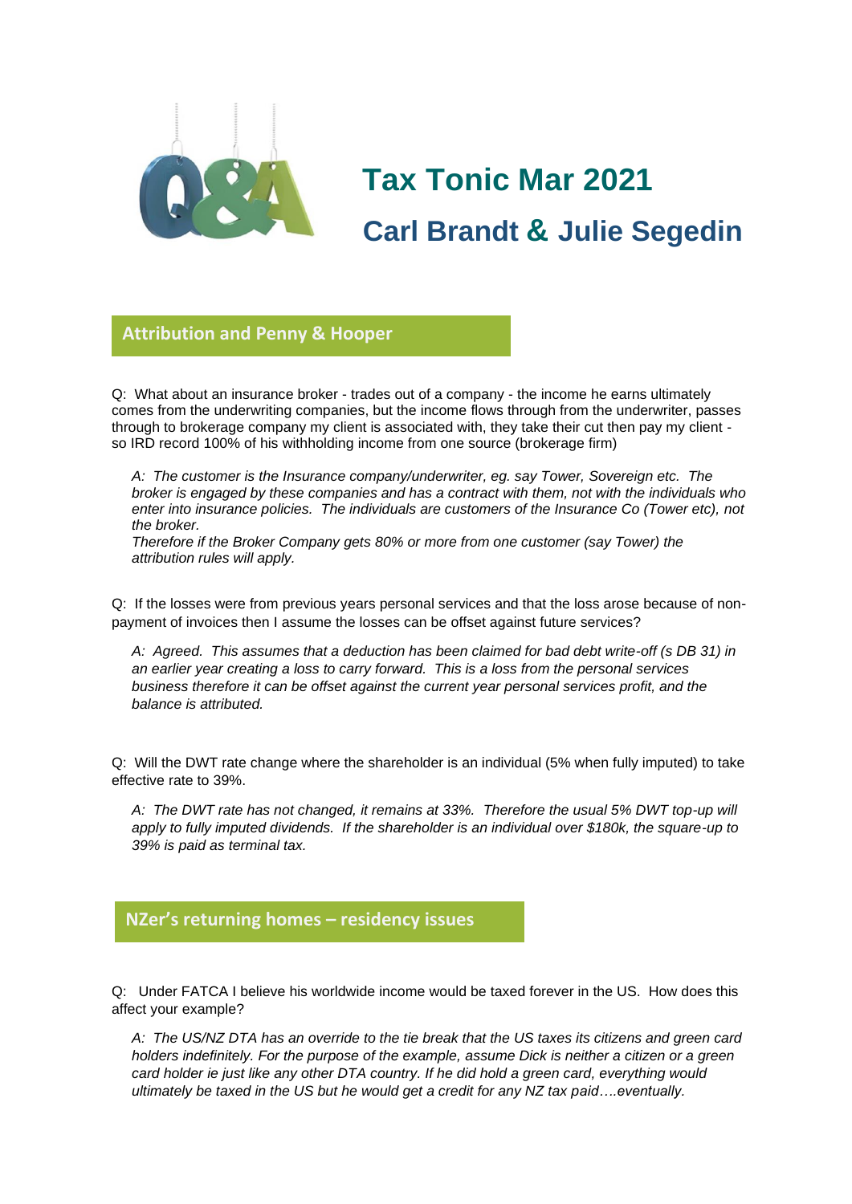# Tax Tonic Mar 2021

## Carl Brandt & Julie Segedin

### Attribution and Penny & Hooper

Q: What about an insurance broker - trades out of a company - the income he earns ultimately comes from the underwriting companies, but the income flows through from the underwriter, passes through to brokerage company my client is associated with, they take their cut then pay my client - so IRD record 100% of his withholding income from one source (brokerage firm)

*A: The customer is the Insurance company/underwriter, eg. say Tower, Sovereign etc. The broker is engaged by these companies and has a contract with them, not with the individuals who enter into insurance policies. The individuals are customers of the Insurance Co (Tower etc), not the broker.*
*Therefore if the Broker Company gets 80% or more from one customer (say Tower) the attribution rules will apply.*

Q: If the losses were from previous years personal services and that the loss arose because of non-payment of invoices then I assume the losses can be offset against future services?

*A: Agreed. This assumes that a deduction has been claimed for bad debt write-off (s DB 31) in an earlier year creating a loss to carry forward. This is a loss from the personal services business therefore it can be offset against the current year personal services profit, and the balance is attributed.*

Q: Will the DWT rate change where the shareholder is an individual (5% when fully imputed) to take effective rate to 39%.

*A: The DWT rate has not changed, it remains at 33%. Therefore the usual 5% DWT top-up will apply to fully imputed dividends. If the shareholder is an individual over $180k, the square-up to 39% is paid as terminal tax.*

### NZer's returning homes – residency issues

Q: Under FATCA I believe his worldwide income would be taxed forever in the US. How does this affect your example?

*A: The US/NZ DTA has an override to the tie break that the US taxes its citizens and green card holders indefinitely. For the purpose of the example, assume Dick is neither a citizen or a green card holder ie just like any other DTA country. If he did hold a green card, everything would ultimately be taxed in the US but he would get a credit for any NZ tax paid….eventually.*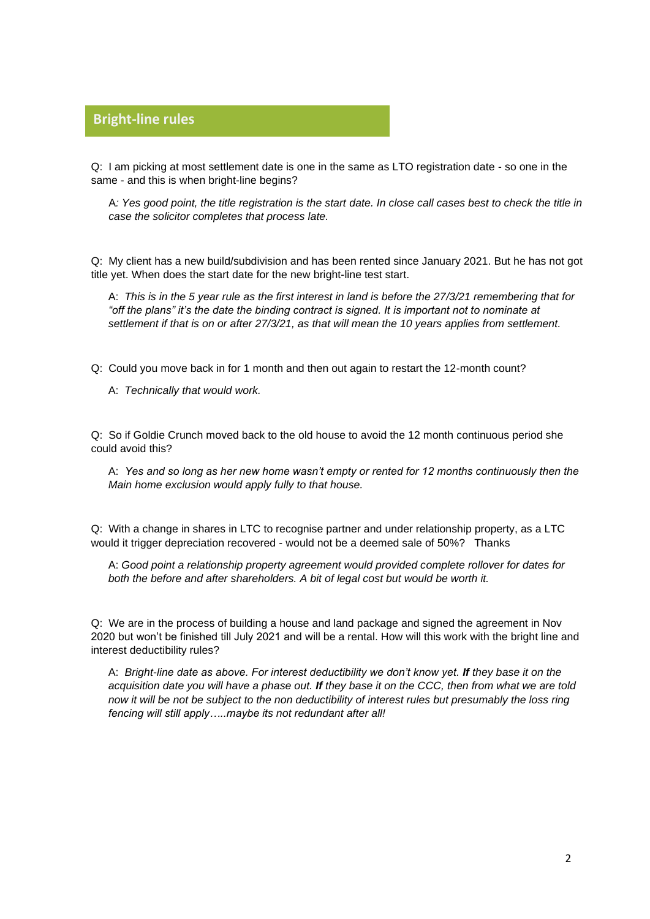## Bright-line rules

Q: I am picking at most settlement date is one in the same as LTO registration date - so one in the same - and this is when bright-line begins?

> A*: Yes good point, the title registration is the start date. In close call cases best to check the title in case the solicitor completes that process late.*

Q: My client has a new build/subdivision and has been rented since January 2021. But he has not got title yet. When does the start date for the new bright-line test start.

> A: *This is in the 5 year rule as the first interest in land is before the 27/3/21 remembering that for "off the plans" it's the date the binding contract is signed. It is important not to nominate at settlement if that is on or after 27/3/21, as that will mean the 10 years applies from settlement.*

Q: Could you move back in for 1 month and then out again to restart the 12-month count?

> A: *Technically that would work.*

Q: So if Goldie Crunch moved back to the old house to avoid the 12 month continuous period she could avoid this?

> A: *Yes and so long as her new home wasn't empty or rented for 12 months continuously then the Main home exclusion would apply fully to that house.*

Q: With a change in shares in LTC to recognise partner and under relationship property, as a LTC would it trigger depreciation recovered - would not be a deemed sale of 50%? Thanks

> A: *Good point a relationship property agreement would provided complete rollover for dates for both the before and after shareholders. A bit of legal cost but would be worth it.*

Q: We are in the process of building a house and land package and signed the agreement in Nov 2020 but won't be finished till July 2021 and will be a rental. How will this work with the bright line and interest deductibility rules?

> A: *Bright-line date as above. For interest deductibility we don't know yet.* ***If*** *they base it on the acquisition date you will have a phase out.* ***If*** *they base it on the CCC, then from what we are told now it will be not be subject to the non deductibility of interest rules but presumably the loss ring fencing will still apply…..maybe its not redundant after all!*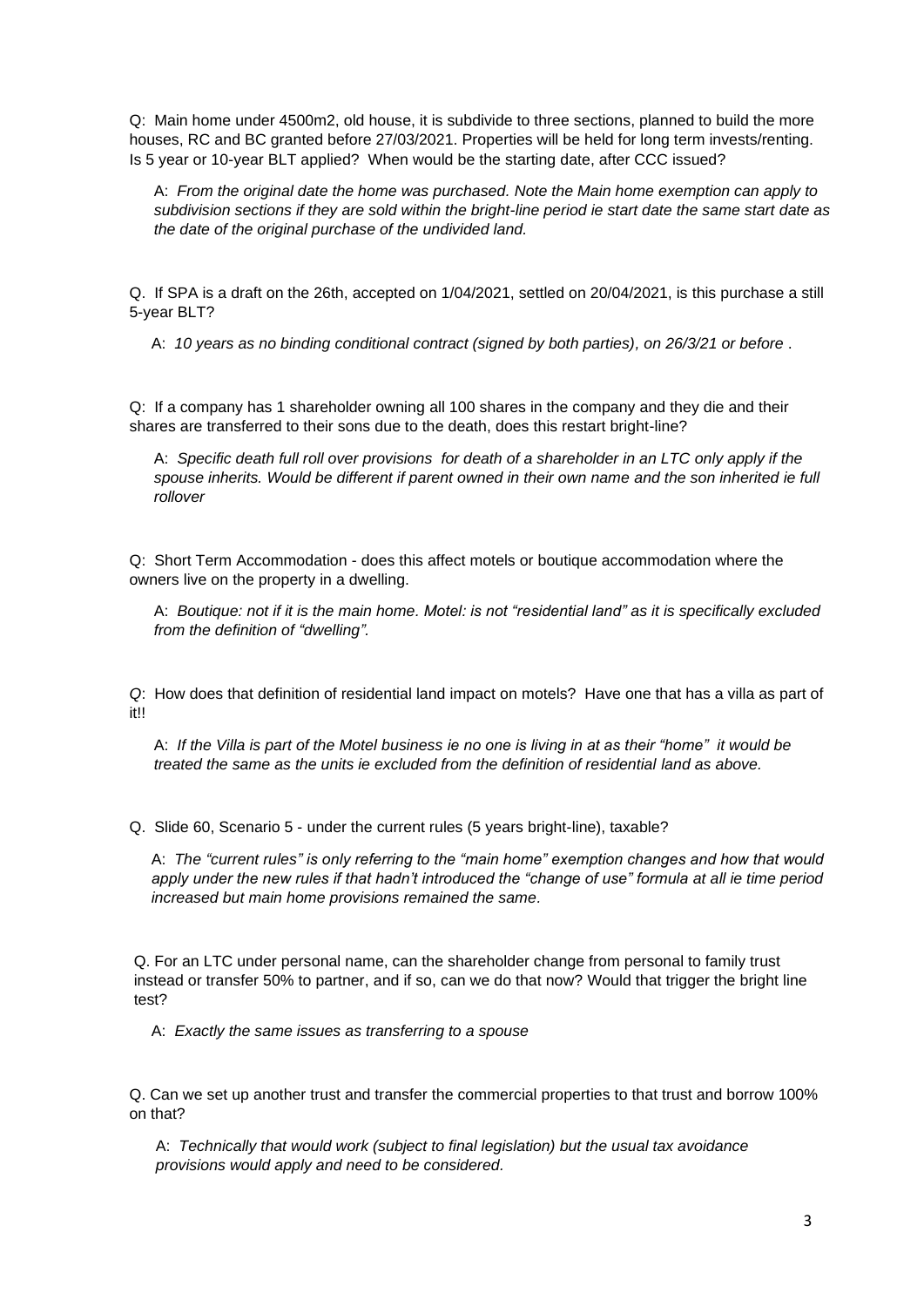Q: Main home under 4500m2, old house, it is subdivide to three sections, planned to build the more houses, RC and BC granted before 27/03/2021. Properties will be held for long term invests/renting. Is 5 year or 10-year BLT applied? When would be the starting date, after CCC issued?

> A: *From the original date the home was purchased. Note the Main home exemption can apply to subdivision sections if they are sold within the bright-line period ie start date the same start date as the date of the original purchase of the undivided land.*

Q. If SPA is a draft on the 26th, accepted on 1/04/2021, settled on 20/04/2021, is this purchase a still 5-year BLT?

> A: *10 years as no binding conditional contract (signed by both parties), on 26/3/21 or before .*

Q: If a company has 1 shareholder owning all 100 shares in the company and they die and their shares are transferred to their sons due to the death, does this restart bright-line?

> A: *Specific death full roll over provisions for death of a shareholder in an LTC only apply if the spouse inherits. Would be different if parent owned in their own name and the son inherited ie full rollover*

Q: Short Term Accommodation - does this affect motels or boutique accommodation where the owners live on the property in a dwelling.

> A: *Boutique: not if it is the main home. Motel: is not "residential land" as it is specifically excluded from the definition of "dwelling".*

*Q*: How does that definition of residential land impact on motels? Have one that has a villa as part of it!!

> A: *If the Villa is part of the Motel business ie no one is living in at as their "home" it would be treated the same as the units ie excluded from the definition of residential land as above.*

Q. Slide 60, Scenario 5 - under the current rules (5 years bright-line), taxable?

> A: *The "current rules" is only referring to the "main home" exemption changes and how that would apply under the new rules if that hadn't introduced the "change of use" formula at all ie time period increased but main home provisions remained the same.*

Q. For an LTC under personal name, can the shareholder change from personal to family trust instead or transfer 50% to partner, and if so, can we do that now? Would that trigger the bright line test?

> A: *Exactly the same issues as transferring to a spouse*

Q. Can we set up another trust and transfer the commercial properties to that trust and borrow 100% on that?

> A: *Technically that would work (subject to final legislation) but the usual tax avoidance provisions would apply and need to be considered.*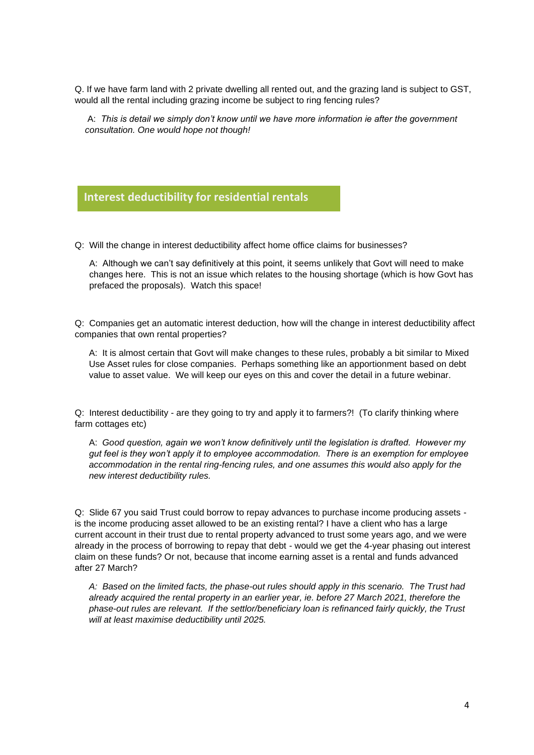Q. If we have farm land with 2 private dwelling all rented out, and the grazing land is subject to GST, would all the rental including grazing income be subject to ring fencing rules?

A: *This is detail we simply don't know until we have more information ie after the government consultation. One would hope not though!*

## Interest deductibility for residential rentals

Q: Will the change in interest deductibility affect home office claims for businesses?

A: Although we can't say definitively at this point, it seems unlikely that Govt will need to make changes here. This is not an issue which relates to the housing shortage (which is how Govt has prefaced the proposals). Watch this space!

Q: Companies get an automatic interest deduction, how will the change in interest deductibility affect companies that own rental properties?

A: It is almost certain that Govt will make changes to these rules, probably a bit similar to Mixed Use Asset rules for close companies. Perhaps something like an apportionment based on debt value to asset value. We will keep our eyes on this and cover the detail in a future webinar.

Q: Interest deductibility - are they going to try and apply it to farmers?! (To clarify thinking where farm cottages etc)

A: *Good question, again we won't know definitively until the legislation is drafted. However my gut feel is they won't apply it to employee accommodation. There is an exemption for employee accommodation in the rental ring-fencing rules, and one assumes this would also apply for the new interest deductibility rules.*

Q: Slide 67 you said Trust could borrow to repay advances to purchase income producing assets - is the income producing asset allowed to be an existing rental? I have a client who has a large current account in their trust due to rental property advanced to trust some years ago, and we were already in the process of borrowing to repay that debt - would we get the 4-year phasing out interest claim on these funds? Or not, because that income earning asset is a rental and funds advanced after 27 March?

*A: Based on the limited facts, the phase-out rules should apply in this scenario. The Trust had already acquired the rental property in an earlier year, ie. before 27 March 2021, therefore the phase-out rules are relevant. If the settlor/beneficiary loan is refinanced fairly quickly, the Trust will at least maximise deductibility until 2025.*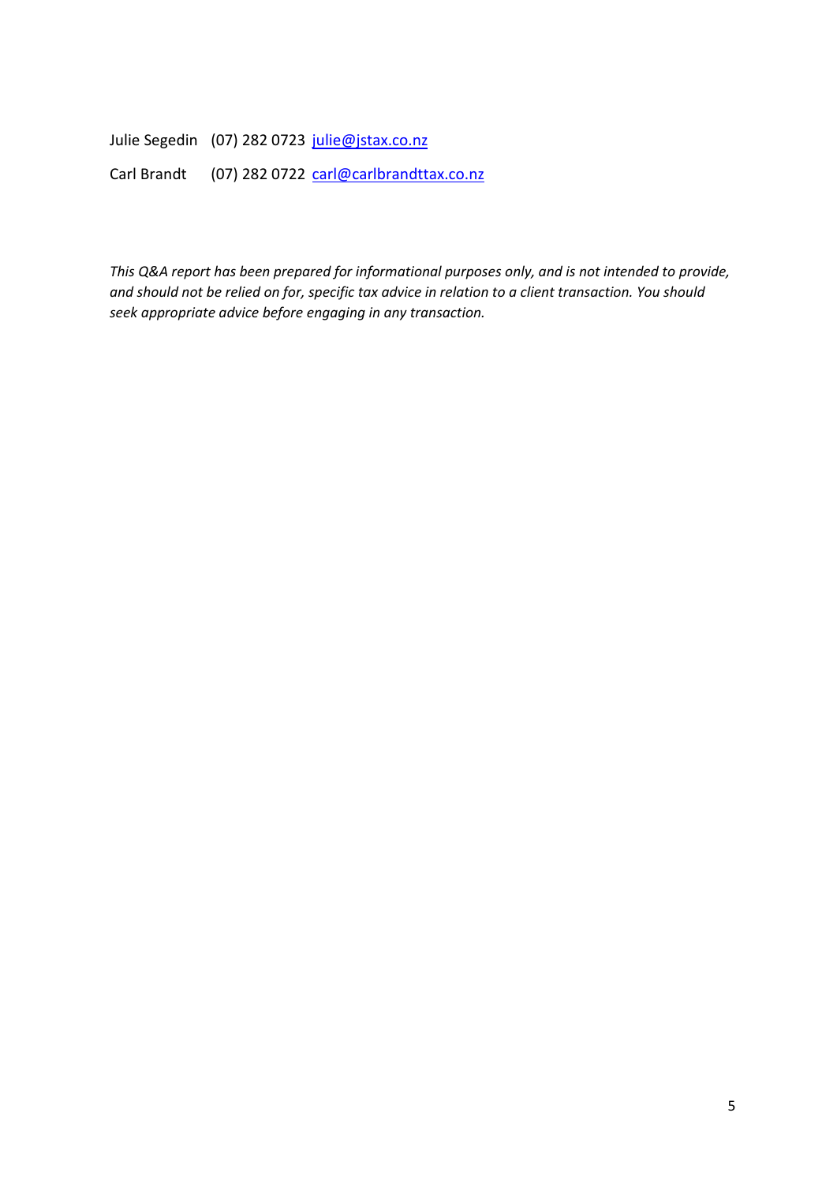Julie Segedin (07) 282 0723 julie@jstax.co.nz

Carl Brandt (07) 282 0722 carl@carlbrandttax.co.nz

*This Q&A report has been prepared for informational purposes only, and is not intended to provide, and should not be relied on for, specific tax advice in relation to a client transaction. You should seek appropriate advice before engaging in any transaction.*